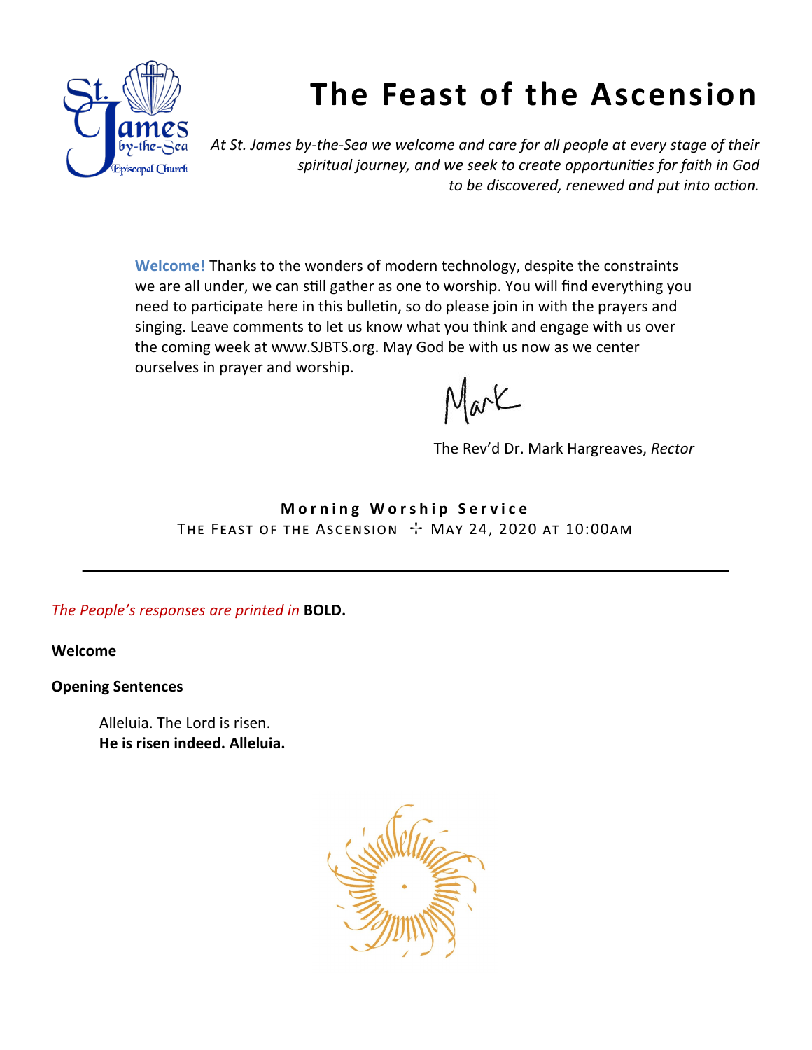# The Feast of the Ascension

*At St. James by-the-Sea we welcome and care for all people at every stage of their spiritual journey, and we seek to create opportunities for faith in God to be discovered, renewed and put into action.*

**Welcome!** Thanks to the wonders of modern technology, despite the constraints we are all under, we can still gather as one to worship. You will find everything you need to participate here in this bulletin, so do please join in with the prayers and singing. Leave comments to let us know what you think and engage with us over the coming week at www.SJBTS.org. May God be with us now as we center ourselves in prayer and worship.

Mark

The Rev'd Dr. Mark Hargreaves, *Rector*

**Morning Worship Service**

THE FEAST OF THE ASCENSION ✢ MAY 24, 2020 AT 10:00AM

---

*The People's responses are printed in* **BOLD.**

**Welcome**

**Opening Sentences**

Alleluia. The Lord is risen.
**He is risen indeed. Alleluia.**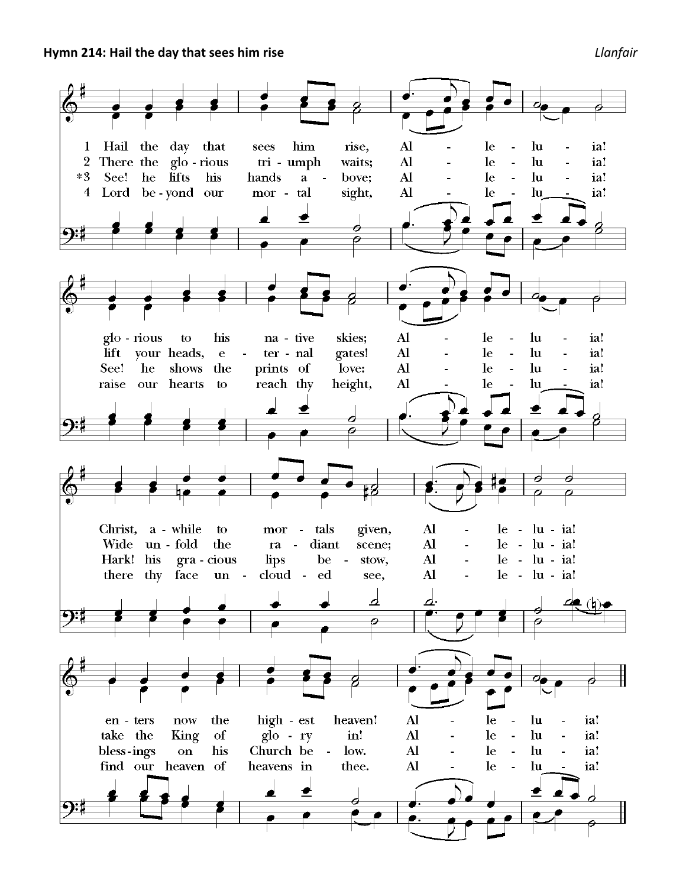**Hymn 214: Hail the day that sees him rise** *Llanfair*

1 Hail the day that sees him rise, Alleluia!
glorious to his native skies; Alleluia!
Christ, awhile to mortals given, Alleluia!
enters now the highest heaven! Alleluia!

2 There the glorious triumph waits; Alleluia!
lift your heads, eternal gates! Alleluia!
Wide unfold the radiant scene; Alleluia!
take the King of glory in! Alleluia!

*3 See! he lifts his hands above; Alleluia!
See! he shows the prints of love: Alleluia!
Hark! his gracious lips bestow, Alleluia!
blessings on his Church below. Alleluia!

4 Lord beyond our mortal sight, Alleluia!
raise our hearts to reach thy height, Alleluia!
there thy face unclouded see, Alleluia!
find our heaven of heavens in thee. Alleluia!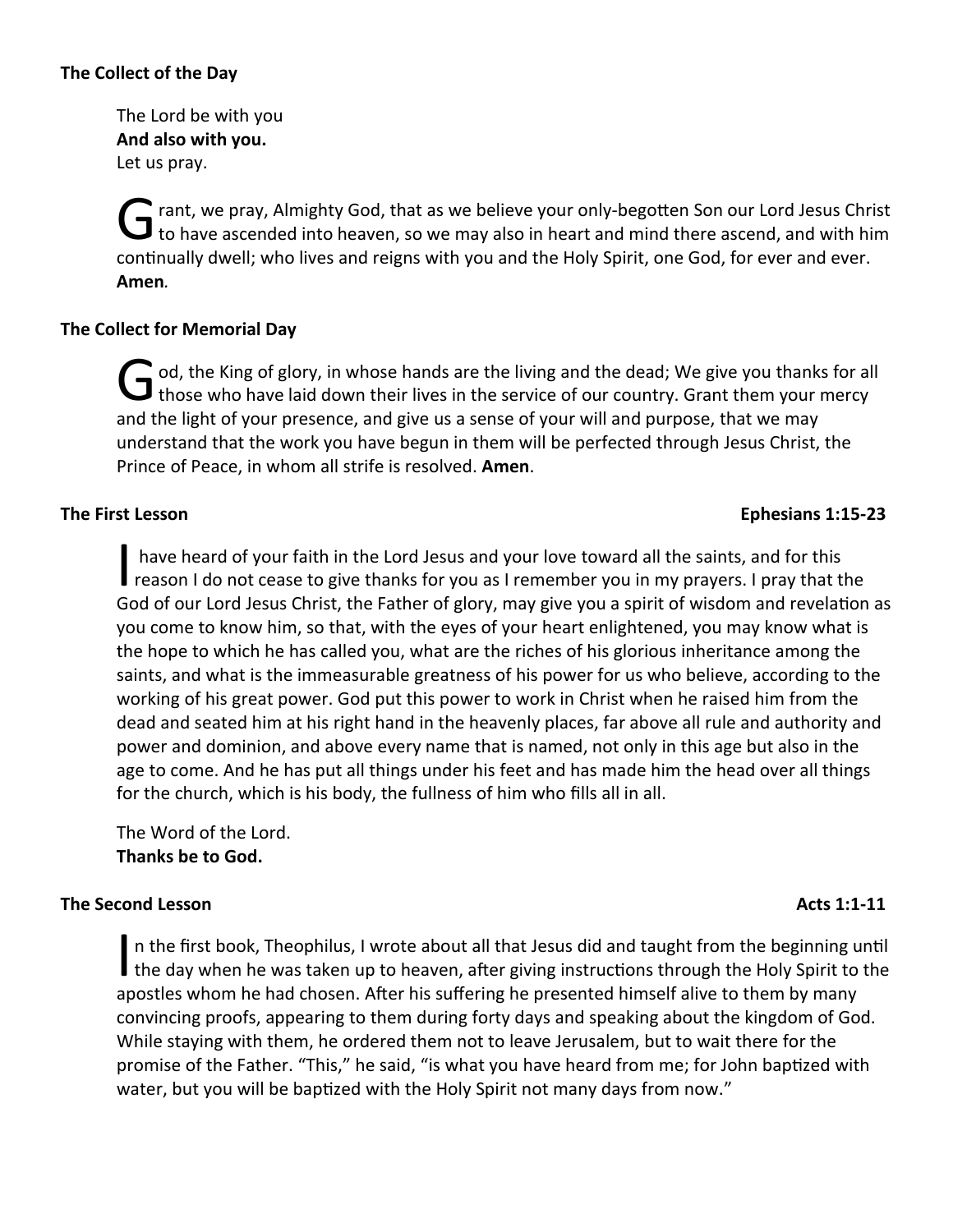**The Collect of the Day**

The Lord be with you
**And also with you.**
Let us pray.

Grant, we pray, Almighty God, that as we believe your only-begotten Son our Lord Jesus Christ to have ascended into heaven, so we may also in heart and mind there ascend, and with him continually dwell; who lives and reigns with you and the Holy Spirit, one God, for ever and ever. **Amen***.*

**The Collect for Memorial Day**

God, the King of glory, in whose hands are the living and the dead; We give you thanks for all those who have laid down their lives in the service of our country. Grant them your mercy and the light of your presence, and give us a sense of your will and purpose, that we may understand that the work you have begun in them will be perfected through Jesus Christ, the Prince of Peace, in whom all strife is resolved. **Amen**.

**The First Lesson** **Ephesians 1:15-23**

I have heard of your faith in the Lord Jesus and your love toward all the saints, and for this reason I do not cease to give thanks for you as I remember you in my prayers. I pray that the God of our Lord Jesus Christ, the Father of glory, may give you a spirit of wisdom and revelation as you come to know him, so that, with the eyes of your heart enlightened, you may know what is the hope to which he has called you, what are the riches of his glorious inheritance among the saints, and what is the immeasurable greatness of his power for us who believe, according to the working of his great power. God put this power to work in Christ when he raised him from the dead and seated him at his right hand in the heavenly places, far above all rule and authority and power and dominion, and above every name that is named, not only in this age but also in the age to come. And he has put all things under his feet and has made him the head over all things for the church, which is his body, the fullness of him who fills all in all.

The Word of the Lord.
**Thanks be to God.**

**The Second Lesson** **Acts 1:1-11**

In the first book, Theophilus, I wrote about all that Jesus did and taught from the beginning until the day when he was taken up to heaven, after giving instructions through the Holy Spirit to the apostles whom he had chosen. After his suffering he presented himself alive to them by many convincing proofs, appearing to them during forty days and speaking about the kingdom of God. While staying with them, he ordered them not to leave Jerusalem, but to wait there for the promise of the Father. "This," he said, "is what you have heard from me; for John baptized with water, but you will be baptized with the Holy Spirit not many days from now."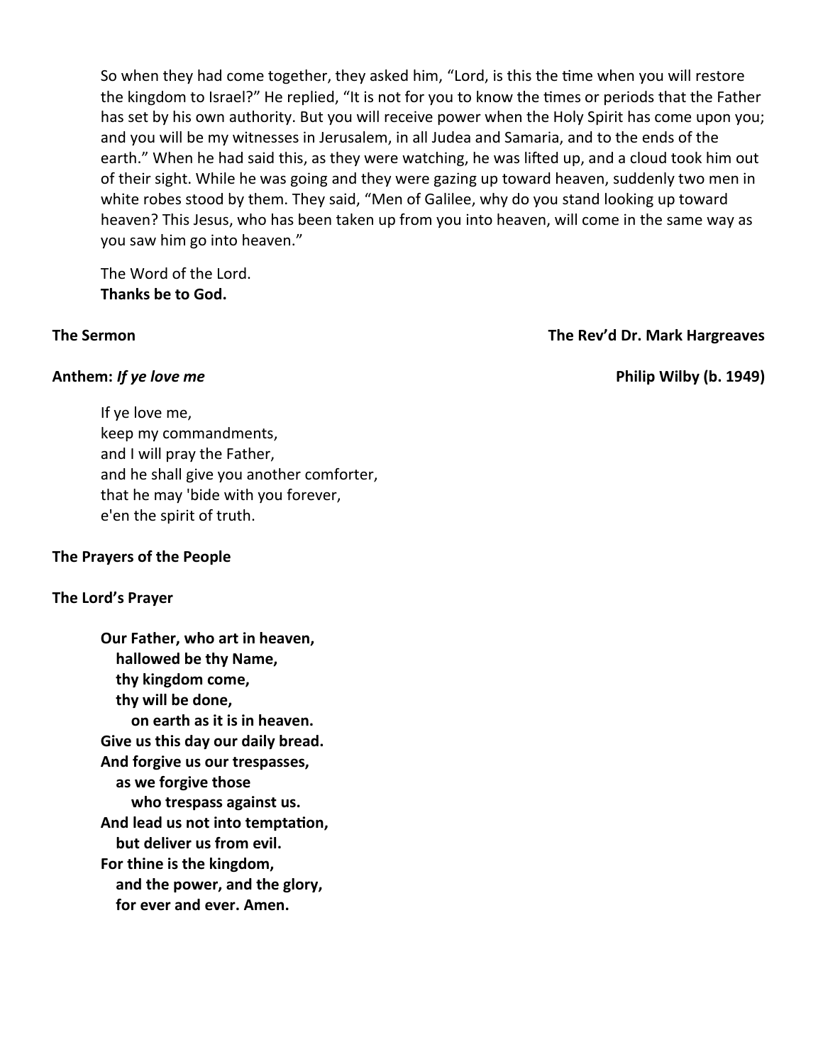So when they had come together, they asked him, "Lord, is this the time when you will restore the kingdom to Israel?" He replied, "It is not for you to know the times or periods that the Father has set by his own authority. But you will receive power when the Holy Spirit has come upon you; and you will be my witnesses in Jerusalem, in all Judea and Samaria, and to the ends of the earth." When he had said this, as they were watching, he was lifted up, and a cloud took him out of their sight. While he was going and they were gazing up toward heaven, suddenly two men in white robes stood by them. They said, "Men of Galilee, why do you stand looking up toward heaven? This Jesus, who has been taken up from you into heaven, will come in the same way as you saw him go into heaven."

The Word of the Lord.
**Thanks be to God.**

**The Sermon** — **The Rev'd Dr. Mark Hargreaves**

**Anthem: *If ye love me*** — **Philip Wilby (b. 1949)**

If ye love me,
keep my commandments,
and I will pray the Father,
and he shall give you another comforter,
that he may 'bide with you forever,
e'en the spirit of truth.

**The Prayers of the People**

**The Lord's Prayer**

**Our Father, who art in heaven,**
**hallowed be thy Name,**
**thy kingdom come,**
**thy will be done,**
**on earth as it is in heaven.**
**Give us this day our daily bread.**
**And forgive us our trespasses,**
**as we forgive those**
**who trespass against us.**
**And lead us not into temptation,**
**but deliver us from evil.**
**For thine is the kingdom,**
**and the power, and the glory,**
**for ever and ever. Amen.**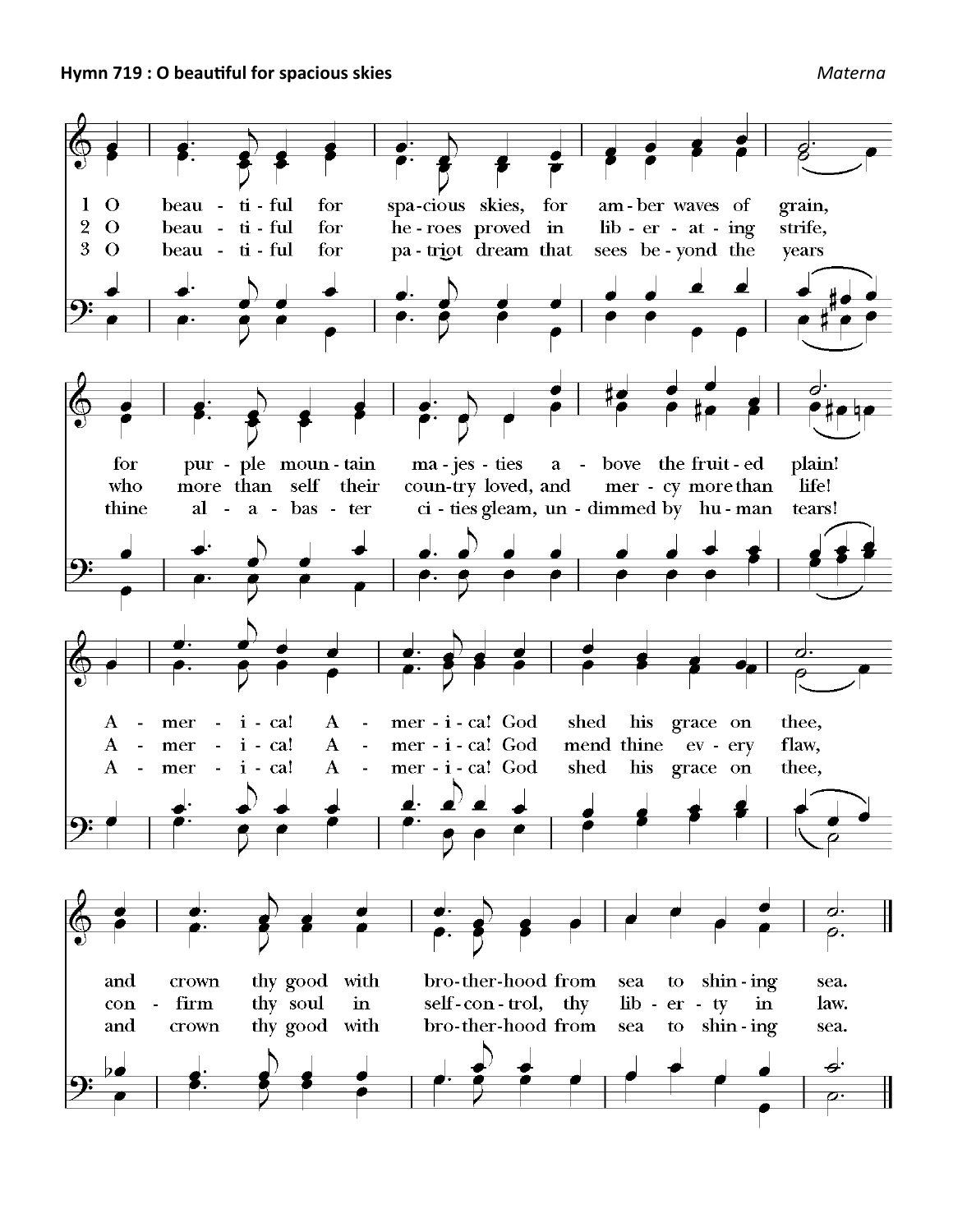**Hymn 719 : O beautiful for spacious skies** *Materna*

1 O beau - ti - ful for spa-cious skies, for am - ber waves of grain,
2 O beau - ti - ful for he - roes proved in lib - er - at - ing strife,
3 O beau - ti - ful for pa - triot dream that sees be - yond the years

for pur - ple moun - tain ma - jes - ties a - bove the fruit - ed plain!
who more than self their coun - try loved, and mer - cy more than life!
thine al - a - bas - ter ci - ties gleam, un - dimmed by hu - man tears!

A - mer - i - ca! A - mer - i - ca! God shed his grace on thee,
A - mer - i - ca! A - mer - i - ca! God mend thine ev - ery flaw,
A - mer - i - ca! A - mer - i - ca! God shed his grace on thee,

and crown thy good with bro - ther - hood from sea to shin - ing sea.
con - firm thy soul in self - con - trol, thy lib - er - ty in law.
and crown thy good with bro - ther - hood from sea to shin - ing sea.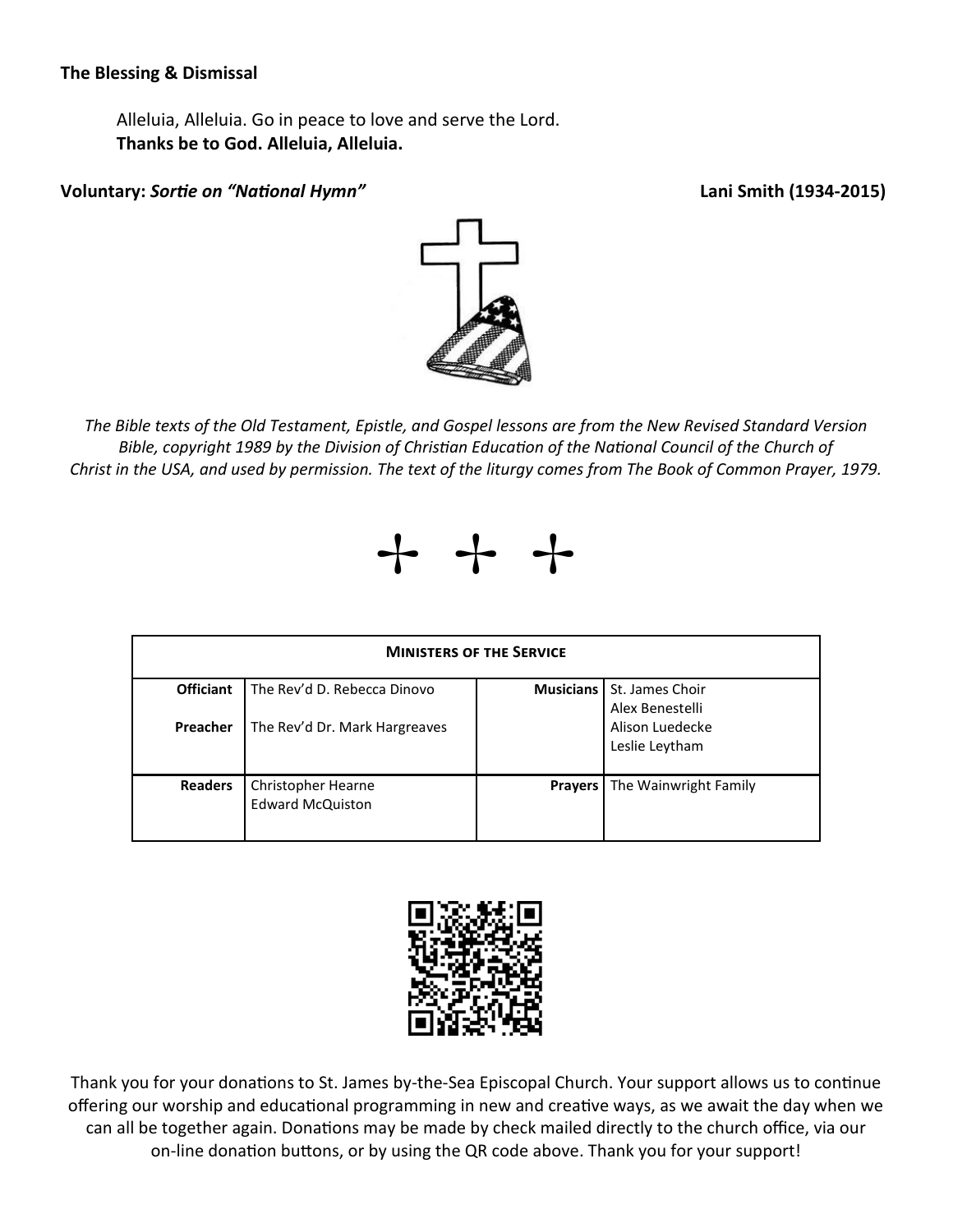**The Blessing & Dismissal**

Alleluia, Alleluia. Go in peace to love and serve the Lord.
**Thanks be to God. Alleluia, Alleluia.**

**Voluntary:** ***Sortie on "National Hymn"*** **Lani Smith (1934-2015)**

*The Bible texts of the Old Testament, Epistle, and Gospel lessons are from the New Revised Standard Version Bible, copyright 1989 by the Division of Christian Education of the National Council of the Church of Christ in the USA, and used by permission. The text of the liturgy comes from The Book of Common Prayer, 1979.*

✢ ✢ ✢

| **Ministers of the Service** | | | |
|---|---|---|---|
| **Officiant** | The Rev'd D. Rebecca Dinovo | **Musicians** | St. James Choir<br>Alex Benestelli<br>Alison Luedecke<br>Leslie Leytham |
| **Preacher** | The Rev'd Dr. Mark Hargreaves | | |
| **Readers** | Christopher Hearne<br>Edward McQuiston | **Prayers** | The Wainwright Family |

Thank you for your donations to St. James by-the-Sea Episcopal Church. Your support allows us to continue offering our worship and educational programming in new and creative ways, as we await the day when we can all be together again. Donations may be made by check mailed directly to the church office, via our on-line donation buttons, or by using the QR code above. Thank you for your support!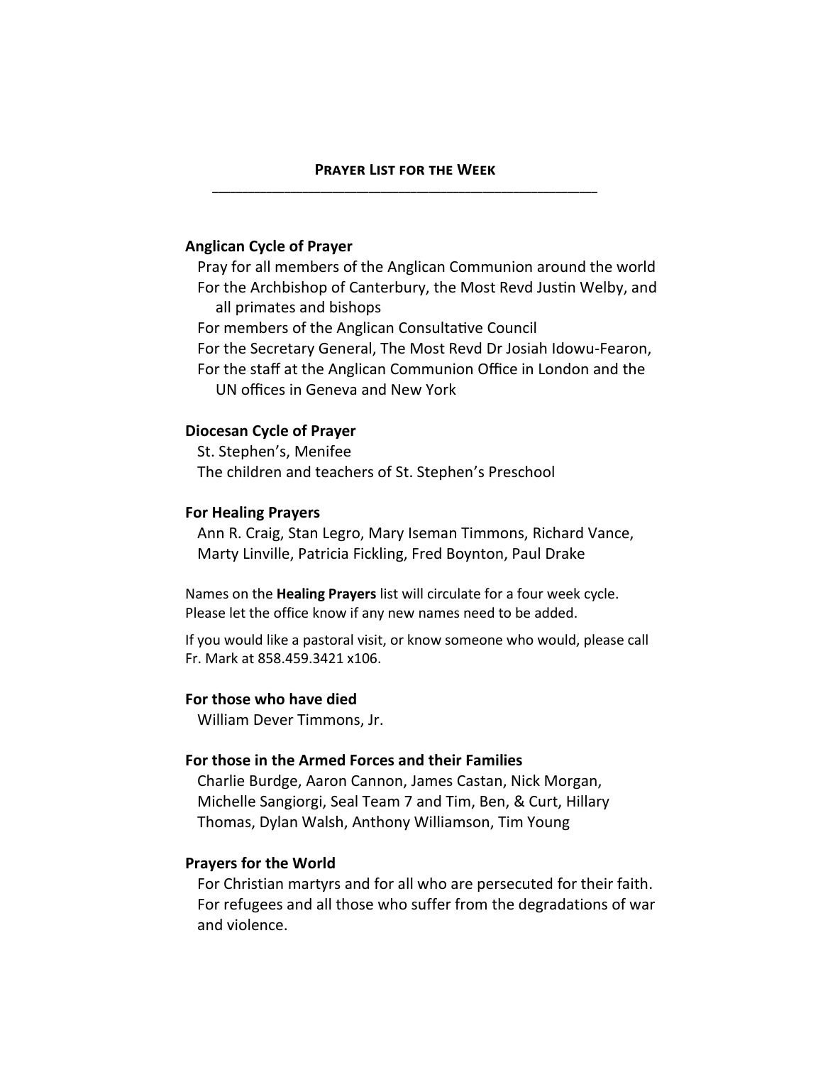## Prayer List for the Week

### Anglican Cycle of Prayer

Pray for all members of the Anglican Communion around the world
For the Archbishop of Canterbury, the Most Revd Justin Welby, and all primates and bishops
For members of the Anglican Consultative Council
For the Secretary General, The Most Revd Dr Josiah Idowu-Fearon,
For the staff at the Anglican Communion Office in London and the UN offices in Geneva and New York

### Diocesan Cycle of Prayer

St. Stephen's, Menifee
The children and teachers of St. Stephen's Preschool

### For Healing Prayers

Ann R. Craig, Stan Legro, Mary Iseman Timmons, Richard Vance, Marty Linville, Patricia Fickling, Fred Boynton, Paul Drake

Names on the **Healing Prayers** list will circulate for a four week cycle. Please let the office know if any new names need to be added.

If you would like a pastoral visit, or know someone who would, please call Fr. Mark at 858.459.3421 x106.

### For those who have died

William Dever Timmons, Jr.

### For those in the Armed Forces and their Families

Charlie Burdge, Aaron Cannon, James Castan, Nick Morgan, Michelle Sangiorgi, Seal Team 7 and Tim, Ben, & Curt, Hillary Thomas, Dylan Walsh, Anthony Williamson, Tim Young

### Prayers for the World

For Christian martyrs and for all who are persecuted for their faith.
For refugees and all those who suffer from the degradations of war and violence.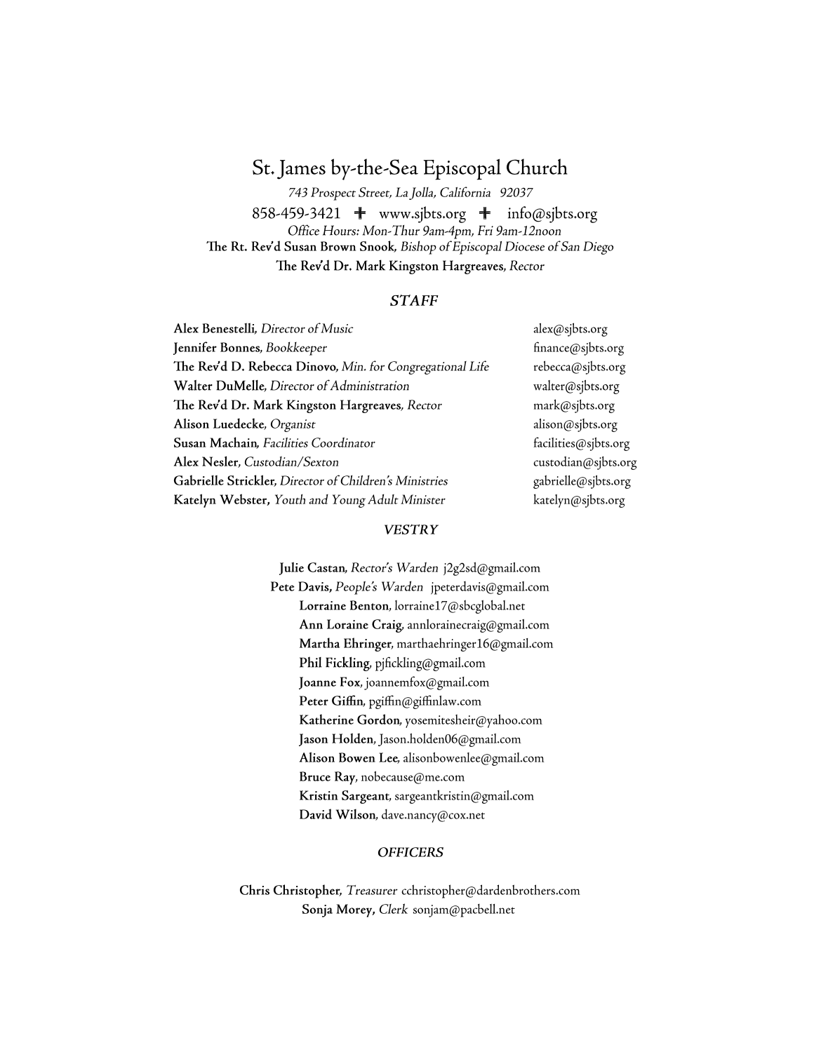# St. James by-the-Sea Episcopal Church

*743 Prospect Street, La Jolla, California 92037*

858-459-3421 ✝ www.sjbts.org ✝ info@sjbts.org

*Office Hours: Mon-Thur 9am-4pm, Fri 9am-12noon*

**The Rt. Rev'd Susan Brown Snook**, *Bishop of Episcopal Diocese of San Diego*

**The Rev'd Dr. Mark Kingston Hargreaves**, *Rector*

## *STAFF*

| | |
|---|---|
| **Alex Benestelli**, *Director of Music* | alex@sjbts.org |
| **Jennifer Bonnes**, *Bookkeeper* | finance@sjbts.org |
| **The Rev'd D. Rebecca Dinovo**, *Min. for Congregational Life* | rebecca@sjbts.org |
| **Walter DuMelle**, *Director of Administration* | walter@sjbts.org |
| **The Rev'd Dr. Mark Kingston Hargreaves**, *Rector* | mark@sjbts.org |
| **Alison Luedecke**, *Organist* | alison@sjbts.org |
| **Susan Machain**, *Facilities Coordinator* | facilities@sjbts.org |
| **Alex Nesler**, *Custodian/Sexton* | custodian@sjbts.org |
| **Gabrielle Strickler**, *Director of Children's Ministries* | gabrielle@sjbts.org |
| **Katelyn Webster**, *Youth and Young Adult Minister* | katelyn@sjbts.org |

## *VESTRY*

**Julie Castan**, *Rector's Warden* j2g2sd@gmail.com

**Pete Davis**, *People's Warden* jpeterdavis@gmail.com

**Lorraine Benton**, lorraine17@sbcglobal.net

**Ann Loraine Craig**, annlorainecraig@gmail.com

**Martha Ehringer**, marthaehringer16@gmail.com

**Phil Fickling**, pjfickling@gmail.com

**Joanne Fox**, joannemfox@gmail.com

**Peter Giffin**, pgiffin@giffinlaw.com

**Katherine Gordon**, yosemitesheir@yahoo.com

**Jason Holden**, Jason.holden06@gmail.com

**Alison Bowen Lee**, alisonbowenlee@gmail.com

**Bruce Ray**, nobecause@me.com

**Kristin Sargeant**, sargeantkristin@gmail.com

**David Wilson**, dave.nancy@cox.net

## *OFFICERS*

**Chris Christopher**, *Treasurer* cchristopher@dardenbrothers.com

**Sonja Morey**, *Clerk* sonjam@pacbell.net